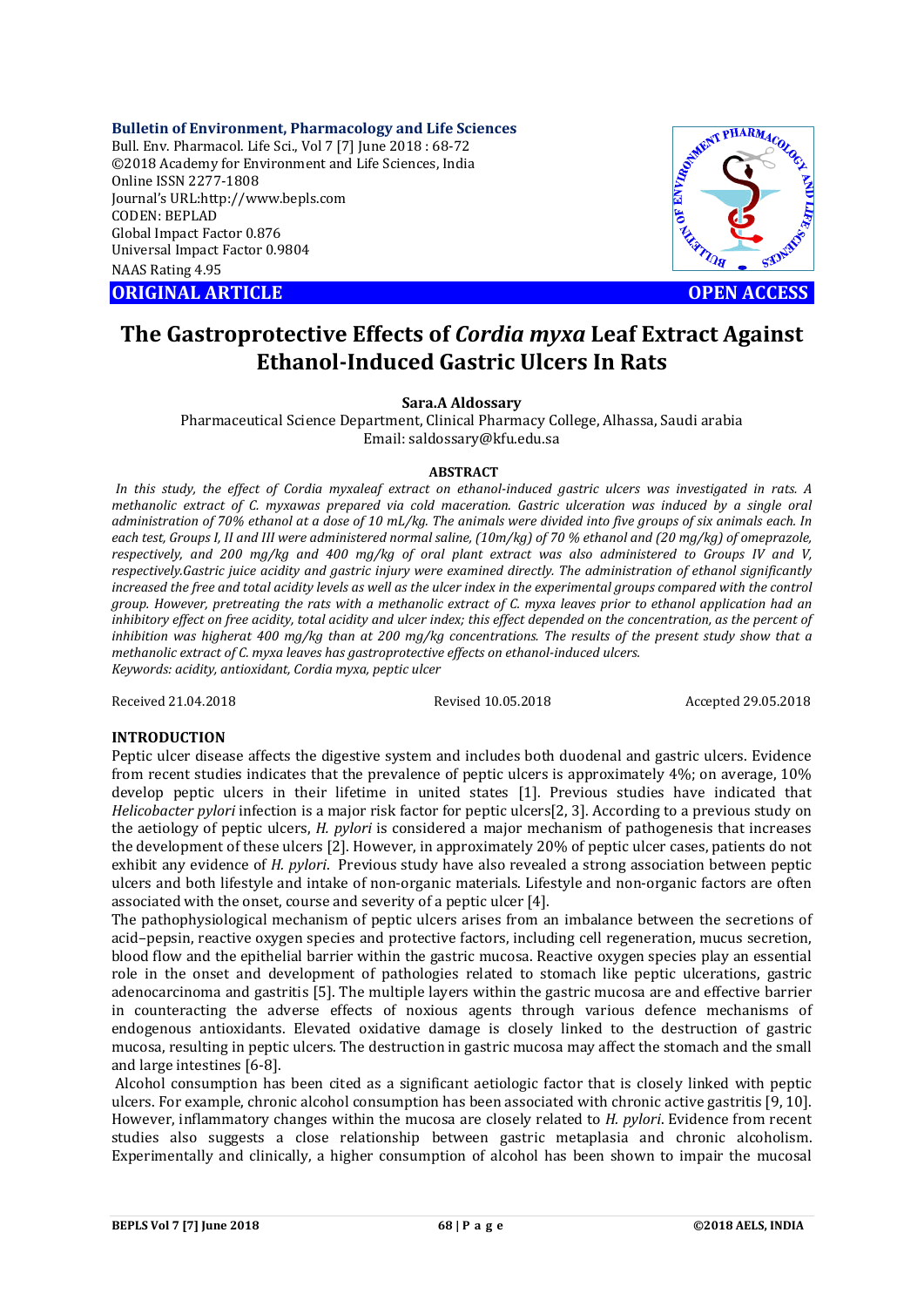**Bulletin of Environment, Pharmacology and Life Sciences**
Bull. Env. Pharmacol. Life Sci., Vol 7 [7] June 2018 : 68-72
©2018 Academy for Environment and Life Sciences, India
Online ISSN 2277-1808
Journal's URL:http://www.bepls.com
CODEN: BEPLAD
Global Impact Factor 0.876
Universal Impact Factor 0.9804
NAAS Rating 4.95

**ORIGINAL ARTICLE** **OPEN ACCESS**

# The Gastroprotective Effects of *Cordia myxa* Leaf Extract Against Ethanol-Induced Gastric Ulcers In Rats

**Sara.A Aldossary**

Pharmaceutical Science Department, Clinical Pharmacy College, Alhassa, Saudi arabia
Email: saldossary@kfu.edu.sa

### ABSTRACT

*In this study, the effect of Cordia myxaleaf extract on ethanol-induced gastric ulcers was investigated in rats. A methanolic extract of C. myxawas prepared via cold maceration. Gastric ulceration was induced by a single oral administration of 70% ethanol at a dose of 10 mL/kg. The animals were divided into five groups of six animals each. In each test, Groups I, II and III were administered normal saline, (10m/kg) of 70 % ethanol and (20 mg/kg) of omeprazole, respectively, and 200 mg/kg and 400 mg/kg of oral plant extract was also administered to Groups IV and V, respectively.Gastric juice acidity and gastric injury were examined directly. The administration of ethanol significantly increased the free and total acidity levels as well as the ulcer index in the experimental groups compared with the control group. However, pretreating the rats with a methanolic extract of C. myxa leaves prior to ethanol application had an inhibitory effect on free acidity, total acidity and ulcer index; this effect depended on the concentration, as the percent of inhibition was higherat 400 mg/kg than at 200 mg/kg concentrations. The results of the present study show that a methanolic extract of C. myxa leaves has gastroprotective effects on ethanol-induced ulcers.*
*Keywords: acidity, antioxidant, Cordia myxa, peptic ulcer*

Received 21.04.2018 Revised 10.05.2018 Accepted 29.05.2018

## INTRODUCTION

Peptic ulcer disease affects the digestive system and includes both duodenal and gastric ulcers. Evidence from recent studies indicates that the prevalence of peptic ulcers is approximately 4%; on average, 10% develop peptic ulcers in their lifetime in united states [1]. Previous studies have indicated that *Helicobacter pylori* infection is a major risk factor for peptic ulcers[2, 3]. According to a previous study on the aetiology of peptic ulcers, *H. pylori* is considered a major mechanism of pathogenesis that increases the development of these ulcers [2]. However, in approximately 20% of peptic ulcer cases, patients do not exhibit any evidence of *H. pylori*. Previous study have also revealed a strong association between peptic ulcers and both lifestyle and intake of non-organic materials. Lifestyle and non-organic factors are often associated with the onset, course and severity of a peptic ulcer [4].

The pathophysiological mechanism of peptic ulcers arises from an imbalance between the secretions of acid–pepsin, reactive oxygen species and protective factors, including cell regeneration, mucus secretion, blood flow and the epithelial barrier within the gastric mucosa. Reactive oxygen species play an essential role in the onset and development of pathologies related to stomach like peptic ulcerations, gastric adenocarcinoma and gastritis [5]. The multiple layers within the gastric mucosa are and effective barrier in counteracting the adverse effects of noxious agents through various defence mechanisms of endogenous antioxidants. Elevated oxidative damage is closely linked to the destruction of gastric mucosa, resulting in peptic ulcers. The destruction in gastric mucosa may affect the stomach and the small and large intestines [6-8].

Alcohol consumption has been cited as a significant aetiologic factor that is closely linked with peptic ulcers. For example, chronic alcohol consumption has been associated with chronic active gastritis [9, 10]. However, inflammatory changes within the mucosa are closely related to *H. pylori*. Evidence from recent studies also suggests a close relationship between gastric metaplasia and chronic alcoholism. Experimentally and clinically, a higher consumption of alcohol has been shown to impair the mucosal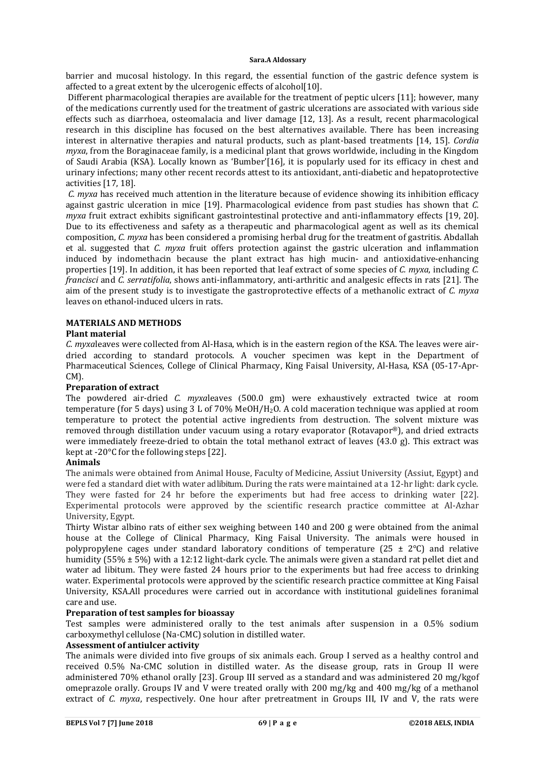barrier and mucosal histology. In this regard, the essential function of the gastric defence system is affected to a great extent by the ulcerogenic effects of alcohol[10].

Different pharmacological therapies are available for the treatment of peptic ulcers [11]; however, many of the medications currently used for the treatment of gastric ulcerations are associated with various side effects such as diarrhoea, osteomalacia and liver damage [12, 13]. As a result, recent pharmacological research in this discipline has focused on the best alternatives available. There has been increasing interest in alternative therapies and natural products, such as plant-based treatments [14, 15]. *Cordia myxa*, from the Boraginaceae family, is a medicinal plant that grows worldwide, including in the Kingdom of Saudi Arabia (KSA). Locally known as 'Bumber'[16], it is popularly used for its efficacy in chest and urinary infections; many other recent records attest to its antioxidant, anti-diabetic and hepatoprotective activities [17, 18].

*C. myxa* has received much attention in the literature because of evidence showing its inhibition efficacy against gastric ulceration in mice [19]. Pharmacological evidence from past studies has shown that *C. myxa* fruit extract exhibits significant gastrointestinal protective and anti-inflammatory effects [19, 20]. Due to its effectiveness and safety as a therapeutic and pharmacological agent as well as its chemical composition, *C. myxa* has been considered a promising herbal drug for the treatment of gastritis. Abdallah et al. suggested that *C. myxa* fruit offers protection against the gastric ulceration and inflammation induced by indomethacin because the plant extract has high mucin- and antioxidative-enhancing properties [19]. In addition, it has been reported that leaf extract of some species of *C. myxa*, including *C. francisci* and *C. serratifolia*, shows anti-inflammatory, anti-arthritic and analgesic effects in rats [21]. The aim of the present study is to investigate the gastroprotective effects of a methanolic extract of *C. myxa* leaves on ethanol-induced ulcers in rats.

## MATERIALS AND METHODS

### Plant material

*C. myxa*leaves were collected from Al-Hasa, which is in the eastern region of the KSA. The leaves were air-dried according to standard protocols. A voucher specimen was kept in the Department of Pharmaceutical Sciences, College of Clinical Pharmacy, King Faisal University, Al-Hasa, KSA (05-17-Apr-CM).

### Preparation of extract

The powdered air-dried *C. myxa*leaves (500.0 gm) were exhaustively extracted twice at room temperature (for 5 days) using 3 L of 70% MeOH/$H_2O$. A cold maceration technique was applied at room temperature to protect the potential active ingredients from destruction. The solvent mixture was removed through distillation under vacuum using a rotary evaporator (Rotavapor®), and dried extracts were immediately freeze-dried to obtain the total methanol extract of leaves (43.0 g). This extract was kept at -20°C for the following steps [22].

### Animals

The animals were obtained from Animal House, Faculty of Medicine, Assiut University (Assiut, Egypt) and were fed a standard diet with water adlibitum. During the rats were maintained at a 12-hr light: dark cycle. They were fasted for 24 hr before the experiments but had free access to drinking water [22]. Experimental protocols were approved by the scientific research practice committee at Al-Azhar University, Egypt.

Thirty Wistar albino rats of either sex weighing between 140 and 200 g were obtained from the animal house at the College of Clinical Pharmacy, King Faisal University. The animals were housed in polypropylene cages under standard laboratory conditions of temperature (25 ± 2°C) and relative humidity (55% ± 5%) with a 12:12 light-dark cycle. The animals were given a standard rat pellet diet and water ad libitum. They were fasted 24 hours prior to the experiments but had free access to drinking water. Experimental protocols were approved by the scientific research practice committee at King Faisal University, KSA.All procedures were carried out in accordance with institutional guidelines foranimal care and use.

### Preparation of test samples for bioassay

Test samples were administered orally to the test animals after suspension in a 0.5% sodium carboxymethyl cellulose (Na-CMC) solution in distilled water.

### Assessment of antiulcer activity

The animals were divided into five groups of six animals each. Group I served as a healthy control and received 0.5% Na-CMC solution in distilled water. As the disease group, rats in Group II were administered 70% ethanol orally [23]. Group III served as a standard and was administered 20 mg/kgof omeprazole orally. Groups IV and V were treated orally with 200 mg/kg and 400 mg/kg of a methanol extract of *C. myxa*, respectively. One hour after pretreatment in Groups III, IV and V, the rats were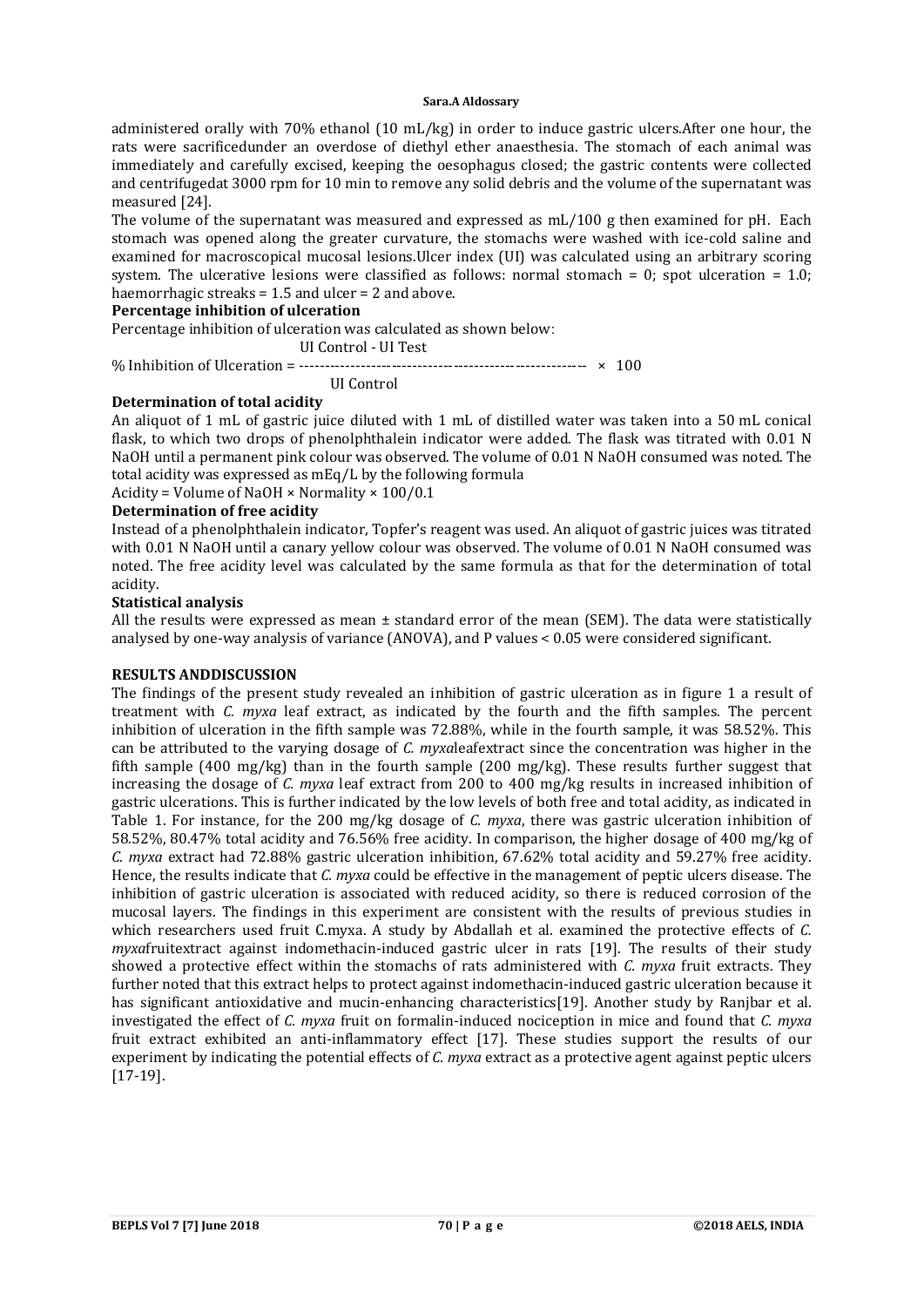administered orally with 70% ethanol (10 mL/kg) in order to induce gastric ulcers.After one hour, the rats were sacrificedunder an overdose of diethyl ether anaesthesia. The stomach of each animal was immediately and carefully excised, keeping the oesophagus closed; the gastric contents were collected and centrifugedat 3000 rpm for 10 min to remove any solid debris and the volume of the supernatant was measured [24].

The volume of the supernatant was measured and expressed as mL/100 g then examined for pH. Each stomach was opened along the greater curvature, the stomachs were washed with ice-cold saline and examined for macroscopical mucosal lesions.Ulcer index (UI) was calculated using an arbitrary scoring system. The ulcerative lesions were classified as follows: normal stomach = 0; spot ulceration = 1.0; haemorrhagic streaks = 1.5 and ulcer = 2 and above.

**Percentage inhibition of ulceration**

Percentage inhibition of ulceration was calculated as shown below:

$$\% \text{ Inhibition of Ulceration} = \frac{\text{UI Control} - \text{UI Test}}{\text{UI Control}} \times 100$$

**Determination of total acidity**

An aliquot of 1 mL of gastric juice diluted with 1 mL of distilled water was taken into a 50 mL conical flask, to which two drops of phenolphthalein indicator were added. The flask was titrated with 0.01 N NaOH until a permanent pink colour was observed. The volume of 0.01 N NaOH consumed was noted. The total acidity was expressed as mEq/L by the following formula

Acidity = Volume of NaOH × Normality × 100/0.1

**Determination of free acidity**

Instead of a phenolphthalein indicator, Topfer's reagent was used. An aliquot of gastric juices was titrated with 0.01 N NaOH until a canary yellow colour was observed. The volume of 0.01 N NaOH consumed was noted. The free acidity level was calculated by the same formula as that for the determination of total acidity.

**Statistical analysis**

All the results were expressed as mean ± standard error of the mean (SEM). The data were statistically analysed by one-way analysis of variance (ANOVA), and P values < 0.05 were considered significant.

**RESULTS ANDDISCUSSION**

The findings of the present study revealed an inhibition of gastric ulceration as in figure 1 a result of treatment with *C. myxa* leaf extract, as indicated by the fourth and the fifth samples. The percent inhibition of ulceration in the fifth sample was 72.88%, while in the fourth sample, it was 58.52%. This can be attributed to the varying dosage of *C. myxa*leafextract since the concentration was higher in the fifth sample (400 mg/kg) than in the fourth sample (200 mg/kg). These results further suggest that increasing the dosage of *C. myxa* leaf extract from 200 to 400 mg/kg results in increased inhibition of gastric ulcerations. This is further indicated by the low levels of both free and total acidity, as indicated in Table 1. For instance, for the 200 mg/kg dosage of *C. myxa*, there was gastric ulceration inhibition of 58.52%, 80.47% total acidity and 76.56% free acidity. In comparison, the higher dosage of 400 mg/kg of *C. myxa* extract had 72.88% gastric ulceration inhibition, 67.62% total acidity and 59.27% free acidity. Hence, the results indicate that *C. myxa* could be effective in the management of peptic ulcers disease. The inhibition of gastric ulceration is associated with reduced acidity, so there is reduced corrosion of the mucosal layers. The findings in this experiment are consistent with the results of previous studies in which researchers used fruit C.myxa. A study by Abdallah et al. examined the protective effects of *C. myxa*fruitextract against indomethacin-induced gastric ulcer in rats [19]. The results of their study showed a protective effect within the stomachs of rats administered with *C. myxa* fruit extracts. They further noted that this extract helps to protect against indomethacin-induced gastric ulceration because it has significant antioxidative and mucin-enhancing characteristics[19]. Another study by Ranjbar et al. investigated the effect of *C. myxa* fruit on formalin-induced nociception in mice and found that *C. myxa* fruit extract exhibited an anti-inflammatory effect [17]. These studies support the results of our experiment by indicating the potential effects of *C. myxa* extract as a protective agent against peptic ulcers [17-19].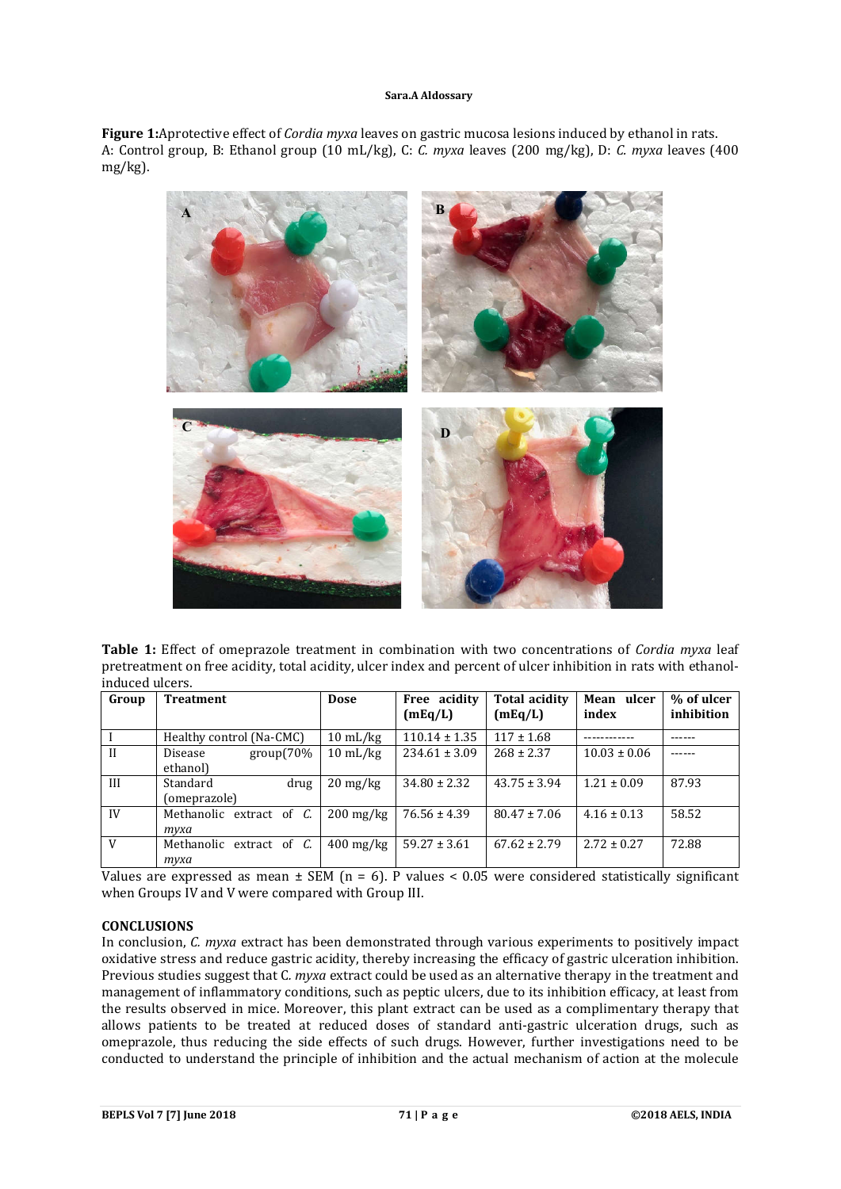**Figure 1:**Aprotective effect of *Cordia myxa* leaves on gastric mucosa lesions induced by ethanol in rats. A: Control group, B: Ethanol group (10 mL/kg), C: *C. myxa* leaves (200 mg/kg), D: *C. myxa* leaves (400 mg/kg).

**Table 1:** Effect of omeprazole treatment in combination with two concentrations of *Cordia myxa* leaf pretreatment on free acidity, total acidity, ulcer index and percent of ulcer inhibition in rats with ethanol-induced ulcers.

| Group | Treatment | Dose | Free acidity (mEq/L) | Total acidity (mEq/L) | Mean ulcer index | % of ulcer inhibition |
|---|---|---|---|---|---|---|
| I | Healthy control (Na-CMC) | 10 mL/kg | 110.14 ± 1.35 | 117 ± 1.68 | ------------ | ------ |
| II | Disease group(70% ethanol) | 10 mL/kg | 234.61 ± 3.09 | 268 ± 2.37 | 10.03 ± 0.06 | ------ |
| III | Standard drug (omeprazole) | 20 mg/kg | 34.80 ± 2.32 | 43.75 ± 3.94 | 1.21 ± 0.09 | 87.93 |
| IV | Methanolic extract of *C. myxa* | 200 mg/kg | 76.56 ± 4.39 | 80.47 ± 7.06 | 4.16 ± 0.13 | 58.52 |
| V | Methanolic extract of *C. myxa* | 400 mg/kg | 59.27 ± 3.61 | 67.62 ± 2.79 | 2.72 ± 0.27 | 72.88 |

Values are expressed as mean ± SEM (n = 6). P values < 0.05 were considered statistically significant when Groups IV and V were compared with Group III.

## CONCLUSIONS

In conclusion, *C. myxa* extract has been demonstrated through various experiments to positively impact oxidative stress and reduce gastric acidity, thereby increasing the efficacy of gastric ulceration inhibition. Previous studies suggest that C*. myxa* extract could be used as an alternative therapy in the treatment and management of inflammatory conditions, such as peptic ulcers, due to its inhibition efficacy, at least from the results observed in mice. Moreover, this plant extract can be used as a complimentary therapy that allows patients to be treated at reduced doses of standard anti-gastric ulceration drugs, such as omeprazole, thus reducing the side effects of such drugs. However, further investigations need to be conducted to understand the principle of inhibition and the actual mechanism of action at the molecule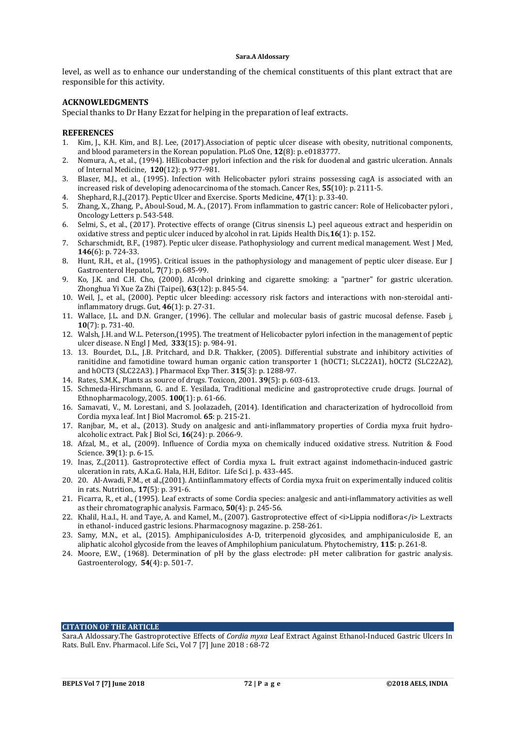level, as well as to enhance our understanding of the chemical constituents of this plant extract that are responsible for this activity.

## ACKNOWLEDGMENTS

Special thanks to Dr Hany Ezzat for helping in the preparation of leaf extracts.

## REFERENCES

1. Kim, J., K.H. Kim, and B.J. Lee, (2017).Association of peptic ulcer disease with obesity, nutritional components, and blood parameters in the Korean population. PLoS One, **12**(8): p. e0183777.
2. Nomura, A., et al., (1994). HElicobacter pylori infection and the risk for duodenal and gastric ulceration. Annals of Internal Medicine, **120**(12): p. 977-981.
3. Blaser, M.J., et al., (1995). Infection with Helicobacter pylori strains possessing cagA is associated with an increased risk of developing adenocarcinoma of the stomach. Cancer Res, **55**(10): p. 2111-5.
4. Shephard, R.J.,(2017). Peptic Ulcer and Exercise. Sports Medicine, **47**(1): p. 33-40.
5. Zhang, X., Zhang, P., Aboul-Soud, M. A., (2017). From inflammation to gastric cancer: Role of Helicobacter pylori , Oncology Letters p. 543-548.
6. Selmi, S., et al., (2017). Protective effects of orange (Citrus sinensis L.) peel aqueous extract and hesperidin on oxidative stress and peptic ulcer induced by alcohol in rat. Lipids Health Dis,**16**(1): p. 152.
7. Scharschmidt, B.F., (1987). Peptic ulcer disease. Pathophysiology and current medical management. West J Med, **146**(6): p. 724-33.
8. Hunt, R.H., et al., (1995). Critical issues in the pathophysiology and management of peptic ulcer disease. Eur J Gastroenterol Hepatol,. **7**(7): p. 685-99.
9. Ko, J.K. and C.H. Cho, (2000). Alcohol drinking and cigarette smoking: a "partner" for gastric ulceration. Zhonghua Yi Xue Za Zhi (Taipei), **63**(12): p. 845-54.
10. Weil, J., et al., (2000). Peptic ulcer bleeding: accessory risk factors and interactions with non-steroidal anti-inflammatory drugs. Gut, **46**(1): p. 27-31.
11. Wallace, J.L. and D.N. Granger, (1996). The cellular and molecular basis of gastric mucosal defense. Faseb j, **10**(7): p. 731-40.
12. Walsh, J.H. and W.L. Peterson,(1995). The treatment of Helicobacter pylori infection in the management of peptic ulcer disease. N Engl J Med, **333**(15): p. 984-91.
13. 13. Bourdet, D.L., J.B. Pritchard, and D.R. Thakker, (2005). Differential substrate and inhibitory activities of ranitidine and famotidine toward human organic cation transporter 1 (hOCT1; SLC22A1), hOCT2 (SLC22A2), and hOCT3 (SLC22A3). J Pharmacol Exp Ther. **315**(3): p. 1288-97.
14. Rates, S.M.K., Plants as source of drugs. Toxicon, 2001. **39**(5): p. 603-613.
15. Schmeda-Hirschmann, G. and E. Yesilada, Traditional medicine and gastroprotective crude drugs. Journal of Ethnopharmacology, 2005. **100**(1): p. 61-66.
16. Samavati, V., M. Lorestani, and S. Joolazadeh, (2014). Identification and characterization of hydrocolloid from Cordia myxa leaf. Int J Biol Macromol. **65**: p. 215-21.
17. Ranjbar, M., et al., (2013). Study on analgesic and anti-inflammatory properties of Cordia myxa fruit hydro-alcoholic extract. Pak J Biol Sci, **16**(24): p. 2066-9.
18. Afzal, M., et al., (2009). Influence of Cordia myxa on chemically induced oxidative stress. Nutrition & Food Science. **39**(1): p. 6-15.
19. Inas, Z.,(2011). Gastroprotective effect of Cordia myxa L. fruit extract against indomethacin-induced gastric ulceration in rats, A.K.a.G. Hala, H.H, Editor. Life Sci J. p. 433-445.
20. 20. Al-Awadi, F.M., et al.,(2001). Antiinflammatory effects of Cordia myxa fruit on experimentally induced colitis in rats. Nutrition,. **17**(5): p. 391-6.
21. Ficarra, R., et al., (1995). Leaf extracts of some Cordia species: analgesic and anti-inflammatory activities as well as their chromatographic analysis. Farmaco, **50**(4): p. 245-56.
22. Khalil, H.a.I., H. and Taye, A. and Kamel, M., (2007). Gastroprotective effect of <i>Lippia nodiflora</i> L.extracts in ethanol- induced gastric lesions. Pharmacognosy magazine. p. 258-261.
23. Samy, M.N., et al., (2015). Amphipaniculosides A-D, triterpenoid glycosides, and amphipaniculoside E, an aliphatic alcohol glycoside from the leaves of Amphilophium paniculatum. Phytochemistry, **115**: p. 261-8.
24. Moore, E.W., (1968). Determination of pH by the glass electrode: pH meter calibration for gastric analysis. Gastroenterology, **54**(4): p. 501-7.

## CITATION OF THE ARTICLE

Sara.A Aldossary.The Gastroprotective Effects of *Cordia myxa* Leaf Extract Against Ethanol-Induced Gastric Ulcers In Rats. Bull. Env. Pharmacol. Life Sci., Vol 7 [7] June 2018 : 68-72